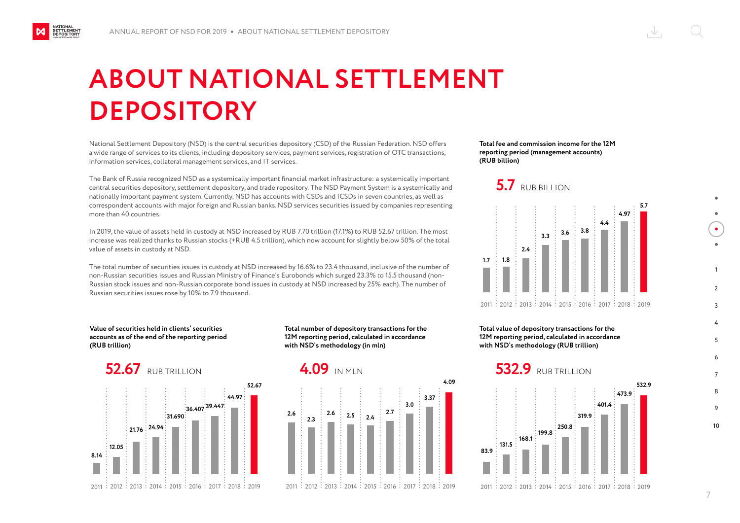# ABOUT NATIONAL SETTLEMENT DEPOSITORY

National Settlement Depository (NSD) is the central securities depository (CSD) of the Russian Federation. NSD offers a wide range of services to its clients, including depository services, payment services, registration of OTC transactions, information services, collateral management services, and IT services.

The Bank of Russia recognized NSD as a systemically important financial market infrastructure: a systemically important central securities depository, settlement depository, and trade repository. The NSD Payment System is a systemically and nationally important payment system. Currently, NSD has accounts with CSDs and ICSDs in seven countries, as well as correspondent accounts with major foreign and Russian banks. NSD services securities issued by companies representing more than 40 countries.

In 2019, the value of assets held in custody at NSD increased by RUB 7.70 trillion (17.1%) to RUB 52.67 trillion. The most increase was realized thanks to Russian stocks (+RUB 4.5 trillion), which now account for slightly below 50% of the total value of assets in custody at NSD.

The total number of securities issues in custody at NSD increased by 16.6% to 23.4 thousand, inclusive of the number of non-Russian securities issues and Russian Ministry of Finance's Eurobonds which surged 23.3% to 15.5 thousand (non-Russian stock issues and non-Russian corporate bond issues in custody at NSD increased by 25% each). The number of Russian securities issues rose by 10% to 7.9 thousand.

**Total fee and commission income for the 12M reporting period (management accounts) (RUB billion)**

**5.7** RUB BILLION

| 2011 | 2012 | 2013 | 2014 | 2015 | 2016 | 2017 | 2018 | 2019 |
|---|---|---|---|---|---|---|---|---|
| 1.7 | 1.8 | 2.4 | 3.3 | 3.6 | 3.8 | 4.4 | 4.97 | 5.7 |

**Value of securities held in clients' securities accounts as of the end of the reporting period (RUB trillion)**

**52.67** RUB TRILLION

| 2011 | 2012 | 2013 | 2014 | 2015 | 2016 | 2017 | 2018 | 2019 |
|---|---|---|---|---|---|---|---|---|
| 8.14 | 12.05 | 21.76 | 24.94 | 31.690 | 36.407 | 39.447 | 44.97 | 52.67 |

**Total number of depository transactions for the 12M reporting period, calculated in accordance with NSD's methodology (in mln)**

**4.09** IN MLN

| 2011 | 2012 | 2013 | 2014 | 2015 | 2016 | 2017 | 2018 | 2019 |
|---|---|---|---|---|---|---|---|---|
| 2.6 | 2.3 | 2.6 | 2.5 | 2.4 | 2.7 | 3.0 | 3.37 | 4.09 |

**Total value of depository transactions for the 12M reporting period, calculated in accordance with NSD's methodology (RUB trillion)**

**532.9** RUB TRILLION

| 2011 | 2012 | 2013 | 2014 | 2015 | 2016 | 2017 | 2018 | 2019 |
|---|---|---|---|---|---|---|---|---|
| 83.9 | 131.5 | 168.1 | 199.8 | 250.8 | 319.9 | 401.4 | 473.9 | 532.9 |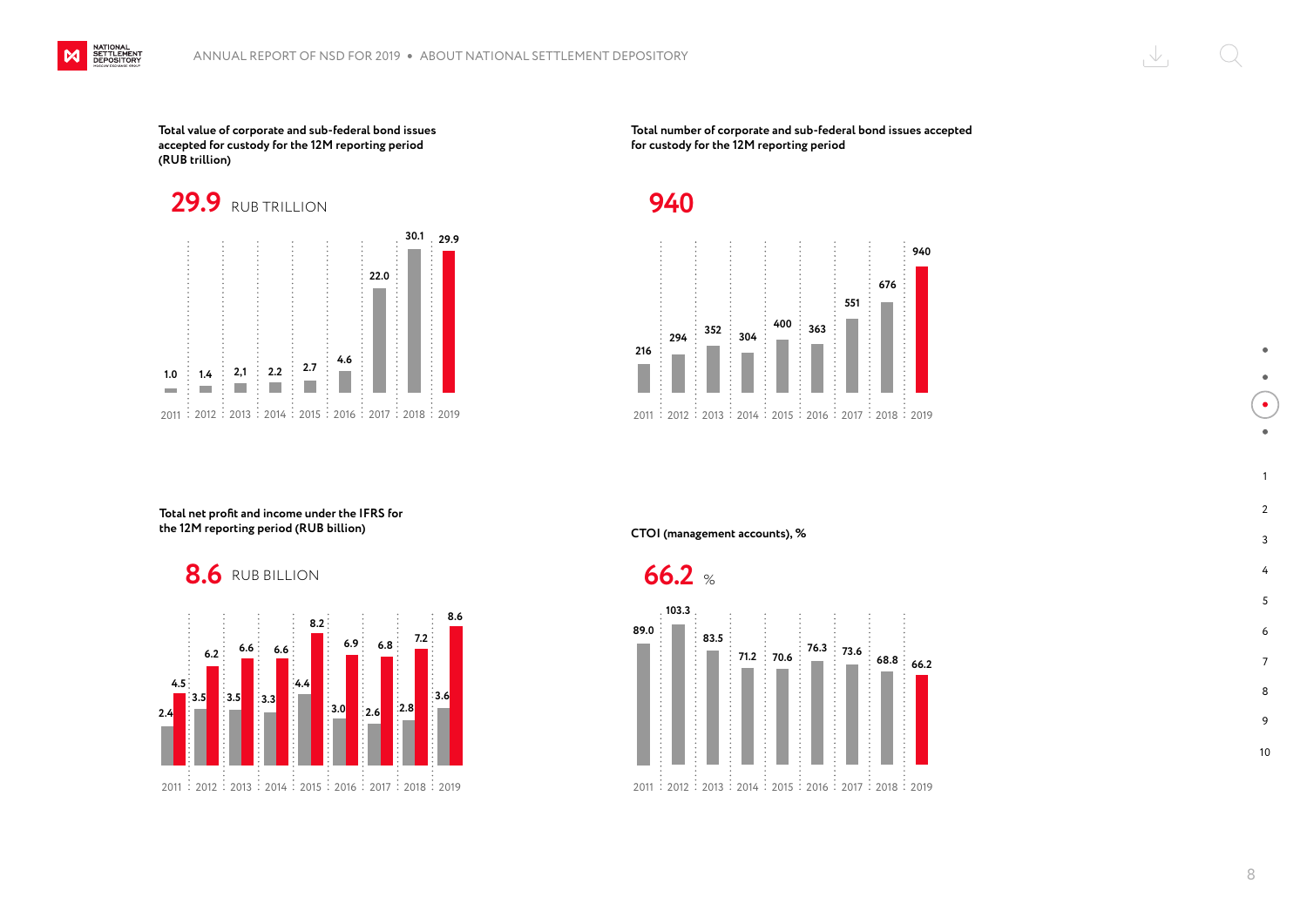**Total value of corporate and sub-federal bond issues accepted for custody for the 12M reporting period (RUB trillion)**

**29.9** RUB TRILLION

1.0 1.4 2,1 2.2 2.7 4.6 22.0 30.1 29.9

2011 2012 2013 2014 2015 2016 2017 2018 2019

**Total number of corporate and sub-federal bond issues accepted for custody for the 12M reporting period**

**940**

216 294 352 304 400 363 551 676 940

2011 2012 2013 2014 2015 2016 2017 2018 2019

**Total net profit and income under the IFRS for the 12M reporting period (RUB billion)**

**8.6** RUB BILLION

2.4 4.5 3.5 6.2 3.5 6.6 3.3 6.6 4.4 8.2 3.0 6.9 2.6 6.8 2.8 7.2 3.6 8.6

2011 2012 2013 2014 2015 2016 2017 2018 2019

**CTOI (management accounts), %**

**66.2** %

89.0 103.3 83.5 71.2 70.6 76.3 73.6 68.8 66.2

2011 2012 2013 2014 2015 2016 2017 2018 2019